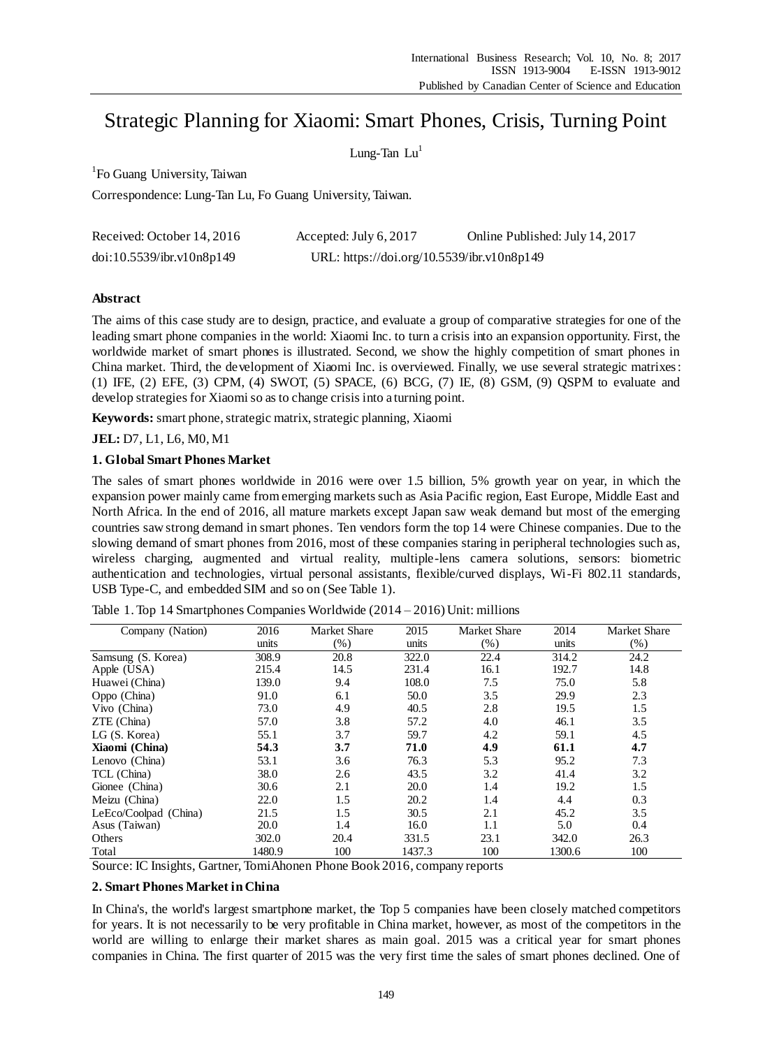# Strategic Planning for Xiaomi: Smart Phones, Crisis, Turning Point

Lung-Tan Lu[1]

[1]Fo Guang University, Taiwan

Correspondence: Lung-Tan Lu, Fo Guang University, Taiwan.

| Received: October 14, 2016 | Accepted: July 6, 2017 | Online Published: July 14, 2017 |
|---|---|---|
| doi:10.5539/ibr.v10n8p149 | URL: https://doi.org/10.5539/ibr.v10n8p149 | |

### Abstract

The aims of this case study are to design, practice, and evaluate a group of comparative strategies for one of the leading smart phone companies in the world: Xiaomi Inc. to turn a crisis into an expansion opportunity. First, the worldwide market of smart phones is illustrated. Second, we show the highly competition of smart phones in China market. Third, the development of Xiaomi Inc. is overviewed. Finally, we use several strategic matrixes: (1) IFE, (2) EFE, (3) CPM, (4) SWOT, (5) SPACE, (6) BCG, (7) IE, (8) GSM, (9) QSPM to evaluate and develop strategies for Xiaomi so as to change crisis into a turning point.

**Keywords:** smart phone, strategic matrix, strategic planning, Xiaomi

**JEL:** D7, L1, L6, M0, M1

## 1. Global Smart Phones Market

The sales of smart phones worldwide in 2016 were over 1.5 billion, 5% growth year on year, in which the expansion power mainly came from emerging markets such as Asia Pacific region, East Europe, Middle East and North Africa. In the end of 2016, all mature markets except Japan saw weak demand but most of the emerging countries saw strong demand in smart phones. Ten vendors form the top 14 were Chinese companies. Due to the slowing demand of smart phones from 2016, most of these companies staring in peripheral technologies such as, wireless charging, augmented and virtual reality, multiple-lens camera solutions, sensors: biometric authentication and technologies, virtual personal assistants, flexible/curved displays, Wi-Fi 802.11 standards, USB Type-C, and embedded SIM and so on (See Table 1).

Table 1. Top 14 Smartphones Companies Worldwide (2014 – 2016) Unit: millions

| Company (Nation) | 2016 units | Market Share (%) | 2015 units | Market Share (%) | 2014 units | Market Share (%) |
|---|---|---|---|---|---|---|
| Samsung (S. Korea) | 308.9 | 20.8 | 322.0 | 22.4 | 314.2 | 24.2 |
| Apple (USA) | 215.4 | 14.5 | 231.4 | 16.1 | 192.7 | 14.8 |
| Huawei (China) | 139.0 | 9.4 | 108.0 | 7.5 | 75.0 | 5.8 |
| Oppo (China) | 91.0 | 6.1 | 50.0 | 3.5 | 29.9 | 2.3 |
| Vivo (China) | 73.0 | 4.9 | 40.5 | 2.8 | 19.5 | 1.5 |
| ZTE (China) | 57.0 | 3.8 | 57.2 | 4.0 | 46.1 | 3.5 |
| LG (S. Korea) | 55.1 | 3.7 | 59.7 | 4.2 | 59.1 | 4.5 |
| **Xiaomi (China)** | **54.3** | **3.7** | **71.0** | **4.9** | **61.1** | **4.7** |
| Lenovo (China) | 53.1 | 3.6 | 76.3 | 5.3 | 95.2 | 7.3 |
| TCL (China) | 38.0 | 2.6 | 43.5 | 3.2 | 41.4 | 3.2 |
| Gionee (China) | 30.6 | 2.1 | 20.0 | 1.4 | 19.2 | 1.5 |
| Meizu (China) | 22.0 | 1.5 | 20.2 | 1.4 | 4.4 | 0.3 |
| LeEco/Coolpad (China) | 21.5 | 1.5 | 30.5 | 2.1 | 45.2 | 3.5 |
| Asus (Taiwan) | 20.0 | 1.4 | 16.0 | 1.1 | 5.0 | 0.4 |
| Others | 302.0 | 20.4 | 331.5 | 23.1 | 342.0 | 26.3 |
| Total | 1480.9 | 100 | 1437.3 | 100 | 1300.6 | 100 |

Source: IC Insights, Gartner, TomiAhonen Phone Book 2016, company reports

## 2. Smart Phones Market in China

In China's, the world's largest smartphone market, the Top 5 companies have been closely matched competitors for years. It is not necessarily to be very profitable in China market, however, as most of the competitors in the world are willing to enlarge their market shares as main goal. 2015 was a critical year for smart phones companies in China. The first quarter of 2015 was the very first time the sales of smart phones declined. One of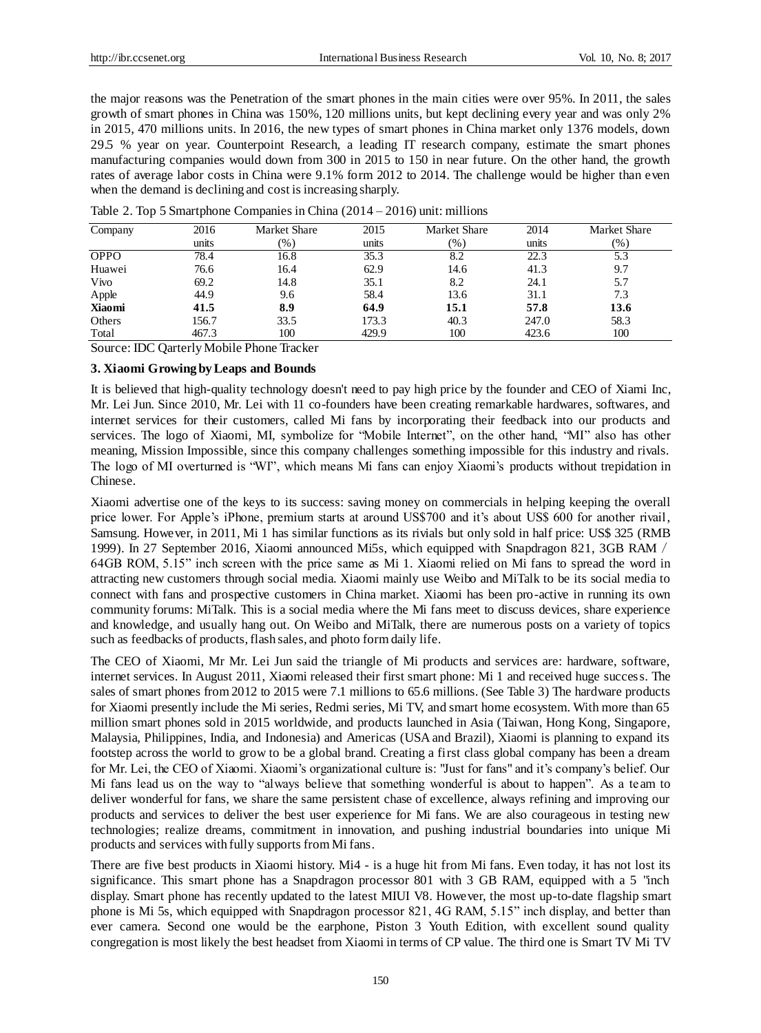the major reasons was the Penetration of the smart phones in the main cities were over 95%. In 2011, the sales growth of smart phones in China was 150%, 120 millions units, but kept declining every year and was only 2% in 2015, 470 millions units. In 2016, the new types of smart phones in China market only 1376 models, down 29.5 % year on year. Counterpoint Research, a leading IT research company, estimate the smart phones manufacturing companies would down from 300 in 2015 to 150 in near future. On the other hand, the growth rates of average labor costs in China were 9.1% form 2012 to 2014. The challenge would be higher than even when the demand is declining and cost is increasing sharply.

Table 2. Top 5 Smartphone Companies in China (2014 – 2016) unit: millions

| Company | 2016 units | Market Share (%) | 2015 units | Market Share (%) | 2014 units | Market Share (%) |
|---|---|---|---|---|---|---|
| OPPO | 78.4 | 16.8 | 35.3 | 8.2 | 22.3 | 5.3 |
| Huawei | 76.6 | 16.4 | 62.9 | 14.6 | 41.3 | 9.7 |
| Vivo | 69.2 | 14.8 | 35.1 | 8.2 | 24.1 | 5.7 |
| Apple | 44.9 | 9.6 | 58.4 | 13.6 | 31.1 | 7.3 |
| **Xiaomi** | **41.5** | **8.9** | **64.9** | **15.1** | **57.8** | **13.6** |
| Others | 156.7 | 33.5 | 173.3 | 40.3 | 247.0 | 58.3 |
| Total | 467.3 | 100 | 429.9 | 100 | 423.6 | 100 |

Source: IDC Qarterly Mobile Phone Tracker

### 3. Xiaomi Growing by Leaps and Bounds

It is believed that high-quality technology doesn't need to pay high price by the founder and CEO of Xiami Inc, Mr. Lei Jun. Since 2010, Mr. Lei with 11 co-founders have been creating remarkable hardwares, softwares, and internet services for their customers, called Mi fans by incorporating their feedback into our products and services. The logo of Xiaomi, MI, symbolize for "Mobile Internet", on the other hand, "MI" also has other meaning, Mission Impossible, since this company challenges something impossible for this industry and rivals. The logo of MI overturned is "WI", which means Mi fans can enjoy Xiaomi's products without trepidation in Chinese.

Xiaomi advertise one of the keys to its success: saving money on commercials in helping keeping the overall price lower. For Apple's iPhone, premium starts at around US$700 and it's about US$ 600 for another rivail, Samsung. However, in 2011, Mi 1 has similar functions as its rivials but only sold in half price: US$ 325 (RMB 1999). In 27 September 2016, Xiaomi announced Mi5s, which equipped with Snapdragon 821, 3GB RAM / 64GB ROM, 5.15" inch screen with the price same as Mi 1. Xiaomi relied on Mi fans to spread the word in attracting new customers through social media. Xiaomi mainly use Weibo and MiTalk to be its social media to connect with fans and prospective customers in China market. Xiaomi has been pro-active in running its own community forums: MiTalk. This is a social media where the Mi fans meet to discuss devices, share experience and knowledge, and usually hang out. On Weibo and MiTalk, there are numerous posts on a variety of topics such as feedbacks of products, flash sales, and photo form daily life.

The CEO of Xiaomi, Mr Mr. Lei Jun said the triangle of Mi products and services are: hardware, software, internet services. In August 2011, Xiaomi released their first smart phone: Mi 1 and received huge success. The sales of smart phones from 2012 to 2015 were 7.1 millions to 65.6 millions. (See Table 3) The hardware products for Xiaomi presently include the Mi series, Redmi series, Mi TV, and smart home ecosystem. With more than 65 million smart phones sold in 2015 worldwide, and products launched in Asia (Taiwan, Hong Kong, Singapore, Malaysia, Philippines, India, and Indonesia) and Americas (USA and Brazil), Xiaomi is planning to expand its footstep across the world to grow to be a global brand. Creating a first class global company has been a dream for Mr. Lei, the CEO of Xiaomi. Xiaomi's organizational culture is: "Just for fans" and it's company's belief. Our Mi fans lead us on the way to "always believe that something wonderful is about to happen". As a team to deliver wonderful for fans, we share the same persistent chase of excellence, always refining and improving our products and services to deliver the best user experience for Mi fans. We are also courageous in testing new technologies; realize dreams, commitment in innovation, and pushing industrial boundaries into unique Mi products and services with fully supports from Mi fans.

There are five best products in Xiaomi history. Mi4 - is a huge hit from Mi fans. Even today, it has not lost its significance. This smart phone has a Snapdragon processor 801 with 3 GB RAM, equipped with a 5 "inch display. Smart phone has recently updated to the latest MIUI V8. However, the most up-to-date flagship smart phone is Mi 5s, which equipped with Snapdragon processor 821, 4G RAM, 5.15" inch display, and better than ever camera. Second one would be the earphone, Piston 3 Youth Edition, with excellent sound quality congregation is most likely the best headset from Xiaomi in terms of CP value. The third one is Smart TV Mi TV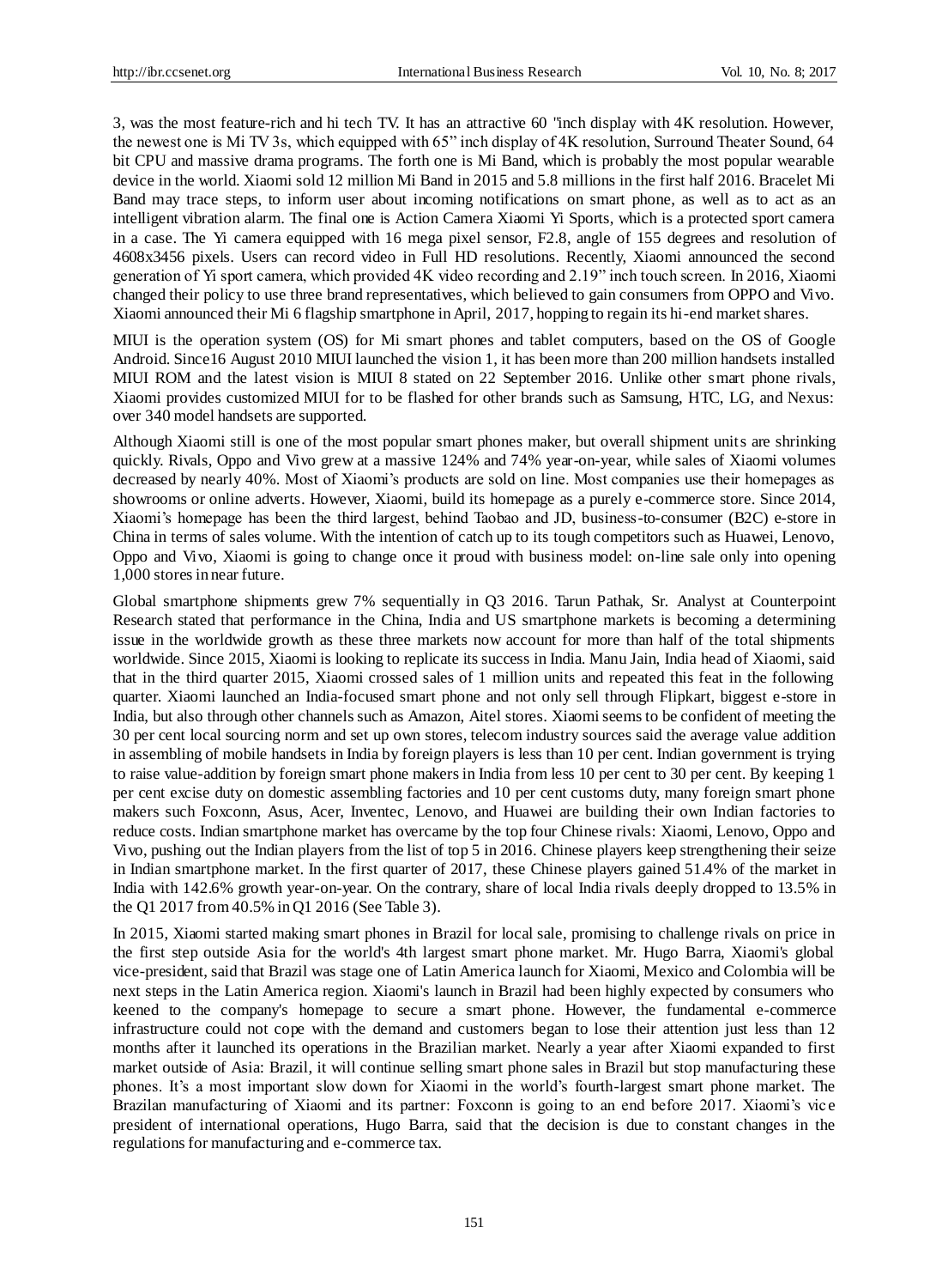3, was the most feature-rich and hi tech TV. It has an attractive 60 "inch display with 4K resolution. However, the newest one is Mi TV 3s, which equipped with 65" inch display of 4K resolution, Surround Theater Sound, 64 bit CPU and massive drama programs. The forth one is Mi Band, which is probably the most popular wearable device in the world. Xiaomi sold 12 million Mi Band in 2015 and 5.8 millions in the first half 2016. Bracelet Mi Band may trace steps, to inform user about incoming notifications on smart phone, as well as to act as an intelligent vibration alarm. The final one is Action Camera Xiaomi Yi Sports, which is a protected sport camera in a case. The Yi camera equipped with 16 mega pixel sensor, F2.8, angle of 155 degrees and resolution of 4608x3456 pixels. Users can record video in Full HD resolutions. Recently, Xiaomi announced the second generation of Yi sport camera, which provided 4K video recording and 2.19" inch touch screen. In 2016, Xiaomi changed their policy to use three brand representatives, which believed to gain consumers from OPPO and Vivo. Xiaomi announced their Mi 6 flagship smartphone in April, 2017, hopping to regain its hi-end market shares.

MIUI is the operation system (OS) for Mi smart phones and tablet computers, based on the OS of Google Android. Since16 August 2010 MIUI launched the vision 1, it has been more than 200 million handsets installed MIUI ROM and the latest vision is MIUI 8 stated on 22 September 2016. Unlike other smart phone rivals, Xiaomi provides customized MIUI for to be flashed for other brands such as Samsung, HTC, LG, and Nexus: over 340 model handsets are supported.

Although Xiaomi still is one of the most popular smart phones maker, but overall shipment units are shrinking quickly. Rivals, Oppo and Vivo grew at a massive 124% and 74% year-on-year, while sales of Xiaomi volumes decreased by nearly 40%. Most of Xiaomi's products are sold on line. Most companies use their homepages as showrooms or online adverts. However, Xiaomi, build its homepage as a purely e-commerce store. Since 2014, Xiaomi's homepage has been the third largest, behind Taobao and JD, business-to-consumer (B2C) e-store in China in terms of sales volume. With the intention of catch up to its tough competitors such as Huawei, Lenovo, Oppo and Vivo, Xiaomi is going to change once it proud with business model: on-line sale only into opening 1,000 stores in near future.

Global smartphone shipments grew 7% sequentially in Q3 2016. Tarun Pathak, Sr. Analyst at Counterpoint Research stated that performance in the China, India and US smartphone markets is becoming a determining issue in the worldwide growth as these three markets now account for more than half of the total shipments worldwide. Since 2015, Xiaomi is looking to replicate its success in India. Manu Jain, India head of Xiaomi, said that in the third quarter 2015, Xiaomi crossed sales of 1 million units and repeated this feat in the following quarter. Xiaomi launched an India-focused smart phone and not only sell through Flipkart, biggest e-store in India, but also through other channels such as Amazon, Aitel stores. Xiaomi seems to be confident of meeting the 30 per cent local sourcing norm and set up own stores, telecom industry sources said the average value addition in assembling of mobile handsets in India by foreign players is less than 10 per cent. Indian government is trying to raise value-addition by foreign smart phone makers in India from less 10 per cent to 30 per cent. By keeping 1 per cent excise duty on domestic assembling factories and 10 per cent customs duty, many foreign smart phone makers such Foxconn, Asus, Acer, Inventec, Lenovo, and Huawei are building their own Indian factories to reduce costs. Indian smartphone market has overcame by the top four Chinese rivals: Xiaomi, Lenovo, Oppo and Vivo, pushing out the Indian players from the list of top 5 in 2016. Chinese players keep strengthening their seize in Indian smartphone market. In the first quarter of 2017, these Chinese players gained 51.4% of the market in India with 142.6% growth year-on-year. On the contrary, share of local India rivals deeply dropped to 13.5% in the Q1 2017 from 40.5% in Q1 2016 (See Table 3).

In 2015, Xiaomi started making smart phones in Brazil for local sale, promising to challenge rivals on price in the first step outside Asia for the world's 4th largest smart phone market. Mr. Hugo Barra, Xiaomi's global vice-president, said that Brazil was stage one of Latin America launch for Xiaomi, Mexico and Colombia will be next steps in the Latin America region. Xiaomi's launch in Brazil had been highly expected by consumers who keened to the company's homepage to secure a smart phone. However, the fundamental e-commerce infrastructure could not cope with the demand and customers began to lose their attention just less than 12 months after it launched its operations in the Brazilian market. Nearly a year after Xiaomi expanded to first market outside of Asia: Brazil, it will continue selling smart phone sales in Brazil but stop manufacturing these phones. It's a most important slow down for Xiaomi in the world's fourth-largest smart phone market. The Brazilan manufacturing of Xiaomi and its partner: Foxconn is going to an end before 2017. Xiaomi's vice president of international operations, Hugo Barra, said that the decision is due to constant changes in the regulations for manufacturing and e-commerce tax.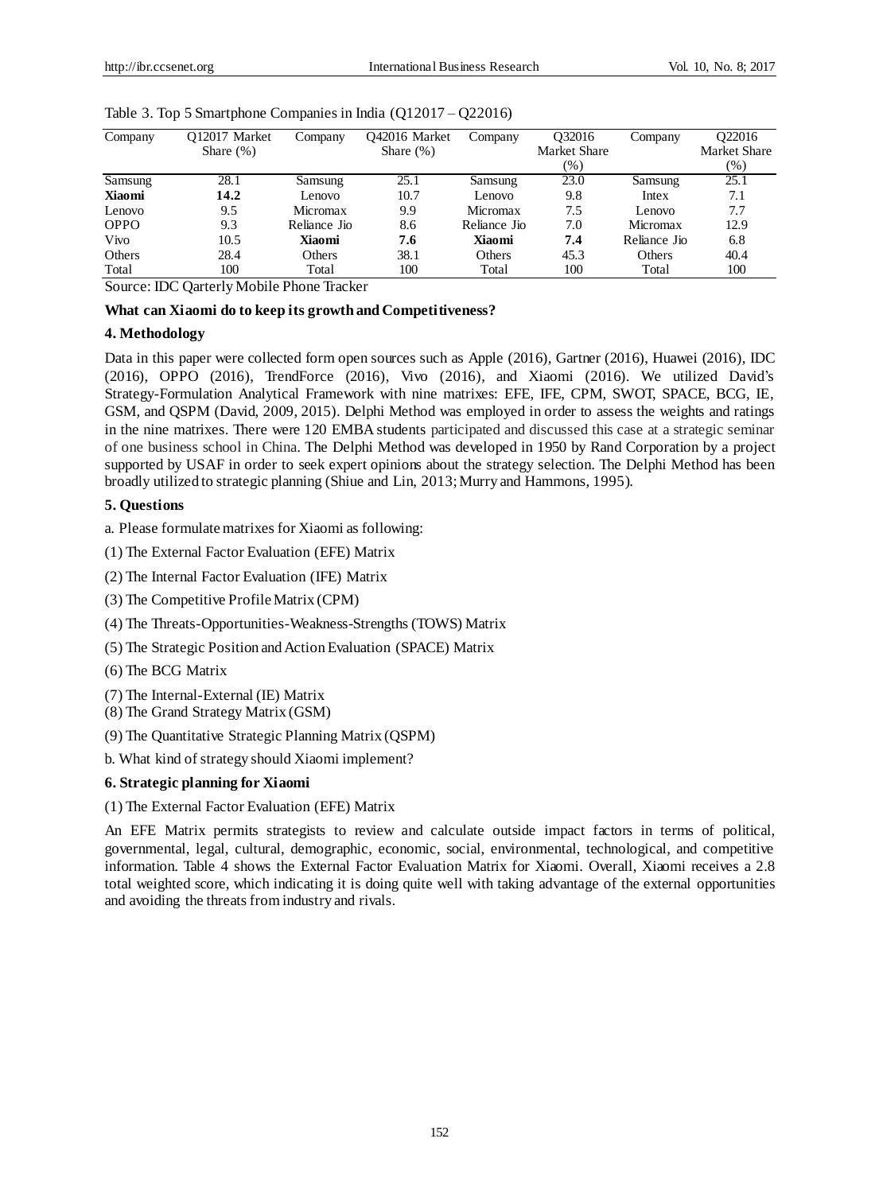Table 3. Top 5 Smartphone Companies in India (Q12017 – Q22016)

| Company | Q12017 Market Share (%) | Company | Q42016 Market Share (%) | Company | Q32016 Market Share (%) | Company | Q22016 Market Share (%) |
|---|---|---|---|---|---|---|---|
| Samsung | 28.1 | Samsung | 25.1 | Samsung | 23.0 | Samsung | 25.1 |
| **Xiaomi** | **14.2** | Lenovo | 10.7 | Lenovo | 9.8 | Intex | 7.1 |
| Lenovo | 9.5 | Micromax | 9.9 | Micromax | 7.5 | Lenovo | 7.7 |
| OPPO | 9.3 | Reliance Jio | 8.6 | Reliance Jio | 7.0 | Micromax | 12.9 |
| Vivo | 10.5 | **Xiaomi** | **7.6** | **Xiaomi** | **7.4** | Reliance Jio | 6.8 |
| Others | 28.4 | Others | 38.1 | Others | 45.3 | Others | 40.4 |
| Total | 100 | Total | 100 | Total | 100 | Total | 100 |

Source: IDC Qarterly Mobile Phone Tracker

**What can Xiaomi do to keep its growth and Competitiveness?**

## 4. Methodology

Data in this paper were collected form open sources such as Apple (2016), Gartner (2016), Huawei (2016), IDC (2016), OPPO (2016), TrendForce (2016), Vivo (2016), and Xiaomi (2016). We utilized David's Strategy-Formulation Analytical Framework with nine matrixes: EFE, IFE, CPM, SWOT, SPACE, BCG, IE, GSM, and QSPM (David, 2009, 2015). Delphi Method was employed in order to assess the weights and ratings in the nine matrixes. There were 120 EMBA students participated and discussed this case at a strategic seminar of one business school in China. The Delphi Method was developed in 1950 by Rand Corporation by a project supported by USAF in order to seek expert opinions about the strategy selection. The Delphi Method has been broadly utilized to strategic planning (Shiue and Lin, 2013; Murry and Hammons, 1995).

## 5. Questions

a. Please formulate matrixes for Xiaomi as following:

(1) The External Factor Evaluation (EFE) Matrix

(2) The Internal Factor Evaluation (IFE) Matrix

(3) The Competitive Profile Matrix (CPM)

(4) The Threats-Opportunities-Weakness-Strengths (TOWS) Matrix

(5) The Strategic Position and Action Evaluation (SPACE) Matrix

(6) The BCG Matrix

(7) The Internal-External (IE) Matrix

(8) The Grand Strategy Matrix (GSM)

(9) The Quantitative Strategic Planning Matrix (QSPM)

b. What kind of strategy should Xiaomi implement?

## 6. Strategic planning for Xiaomi

(1) The External Factor Evaluation (EFE) Matrix

An EFE Matrix permits strategists to review and calculate outside impact factors in terms of political, governmental, legal, cultural, demographic, economic, social, environmental, technological, and competitive information. Table 4 shows the External Factor Evaluation Matrix for Xiaomi. Overall, Xiaomi receives a 2.8 total weighted score, which indicating it is doing quite well with taking advantage of the external opportunities and avoiding the threats from industry and rivals.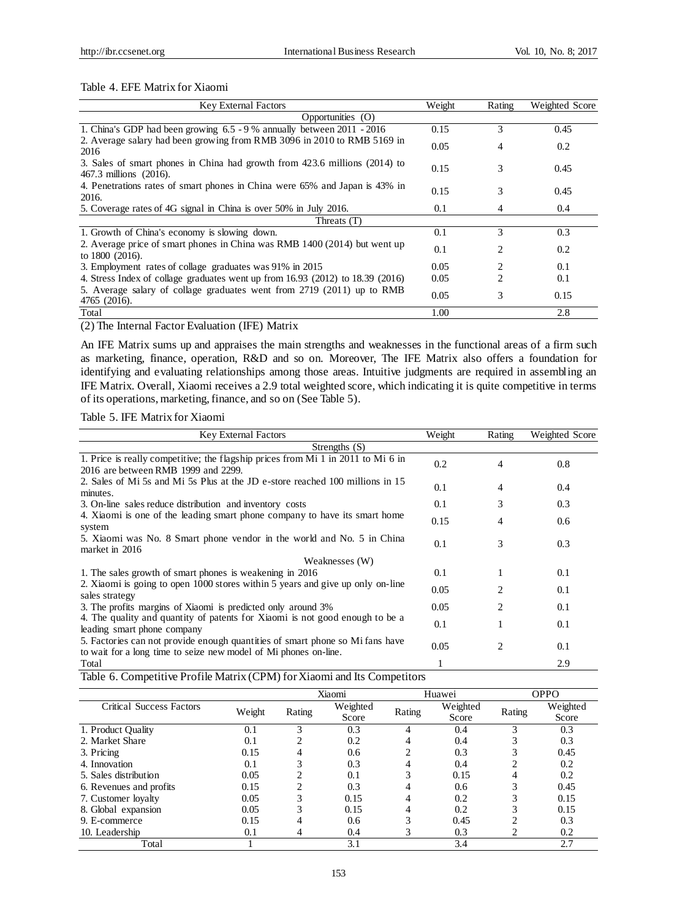Table 4. EFE Matrix for Xiaomi

| Key External Factors | Weight | Rating | Weighted Score |
|---|---|---|---|
| Opportunities (O) | | | |
| 1. China's GDP had been growing 6.5 - 9 % annually between 2011 - 2016 | 0.15 | 3 | 0.45 |
| 2. Average salary had been growing from RMB 3096 in 2010 to RMB 5169 in 2016 | 0.05 | 4 | 0.2 |
| 3. Sales of smart phones in China had growth from 423.6 millions (2014) to 467.3 millions (2016). | 0.15 | 3 | 0.45 |
| 4. Penetrations rates of smart phones in China were 65% and Japan is 43% in 2016. | 0.15 | 3 | 0.45 |
| 5. Coverage rates of 4G signal in China is over 50% in July 2016. | 0.1 | 4 | 0.4 |
| Threats (T) | | | |
| 1. Growth of China's economy is slowing down. | 0.1 | 3 | 0.3 |
| 2. Average price of smart phones in China was RMB 1400 (2014) but went up to 1800 (2016). | 0.1 | 2 | 0.2 |
| 3. Employment rates of collage graduates was 91% in 2015 | 0.05 | 2 | 0.1 |
| 4. Stress Index of collage graduates went up from 16.93 (2012) to 18.39 (2016) | 0.05 | 2 | 0.1 |
| 5. Average salary of collage graduates went from 2719 (2011) up to RMB 4765 (2016). | 0.05 | 3 | 0.15 |
| Total | 1.00 | | 2.8 |

(2) The Internal Factor Evaluation (IFE) Matrix

An IFE Matrix sums up and appraises the main strengths and weaknesses in the functional areas of a firm such as marketing, finance, operation, R&D and so on. Moreover, The IFE Matrix also offers a foundation for identifying and evaluating relationships among those areas. Intuitive judgments are required in assembling an IFE Matrix. Overall, Xiaomi receives a 2.9 total weighted score, which indicating it is quite competitive in terms of its operations, marketing, finance, and so on (See Table 5).

Table 5. IFE Matrix for Xiaomi

| Key External Factors | Weight | Rating | Weighted Score |
|---|---|---|---|
| Strengths (S) | | | |
| 1. Price is really competitive; the flagship prices from Mi 1 in 2011 to Mi 6 in 2016 are between RMB 1999 and 2299. | 0.2 | 4 | 0.8 |
| 2. Sales of Mi 5s and Mi 5s Plus at the JD e-store reached 100 millions in 15 minutes. | 0.1 | 4 | 0.4 |
| 3. On-line sales reduce distribution and inventory costs | 0.1 | 3 | 0.3 |
| 4. Xiaomi is one of the leading smart phone company to have its smart home system | 0.15 | 4 | 0.6 |
| 5. Xiaomi was No. 8 Smart phone vendor in the world and No. 5 in China market in 2016 | 0.1 | 3 | 0.3 |
| Weaknesses (W) | | | |
| 1. The sales growth of smart phones is weakening in 2016 | 0.1 | 1 | 0.1 |
| 2. Xiaomi is going to open 1000 stores within 5 years and give up only on-line sales strategy | 0.05 | 2 | 0.1 |
| 3. The profits margins of Xiaomi is predicted only around 3% | 0.05 | 2 | 0.1 |
| 4. The quality and quantity of patents for Xiaomi is not good enough to be a leading smart phone company | 0.1 | 1 | 0.1 |
| 5. Factories can not provide enough quantities of smart phone so Mi fans have to wait for a long time to seize new model of Mi phones on-line. | 0.05 | 2 | 0.1 |
| Total | 1 | | 2.9 |

Table 6. Competitive Profile Matrix (CPM) for Xiaomi and Its Competitors

| | | Xiaomi | | Huawei | | OPPO | |
|---|---|---|---|---|---|---|---|
| Critical Success Factors | Weight | Rating | Weighted Score | Rating | Weighted Score | Rating | Weighted Score |
| 1. Product Quality | 0.1 | 3 | 0.3 | 4 | 0.4 | 3 | 0.3 |
| 2. Market Share | 0.1 | 2 | 0.2 | 4 | 0.4 | 3 | 0.3 |
| 3. Pricing | 0.15 | 4 | 0.6 | 2 | 0.3 | 3 | 0.45 |
| 4. Innovation | 0.1 | 3 | 0.3 | 4 | 0.4 | 2 | 0.2 |
| 5. Sales distribution | 0.05 | 2 | 0.1 | 3 | 0.15 | 4 | 0.2 |
| 6. Revenues and profits | 0.15 | 2 | 0.3 | 4 | 0.6 | 3 | 0.45 |
| 7. Customer loyalty | 0.05 | 3 | 0.15 | 4 | 0.2 | 3 | 0.15 |
| 8. Global expansion | 0.05 | 3 | 0.15 | 4 | 0.2 | 3 | 0.15 |
| 9. E-commerce | 0.15 | 4 | 0.6 | 3 | 0.45 | 2 | 0.3 |
| 10. Leadership | 0.1 | 4 | 0.4 | 3 | 0.3 | 2 | 0.2 |
| Total | 1 | | 3.1 | | 3.4 | | 2.7 |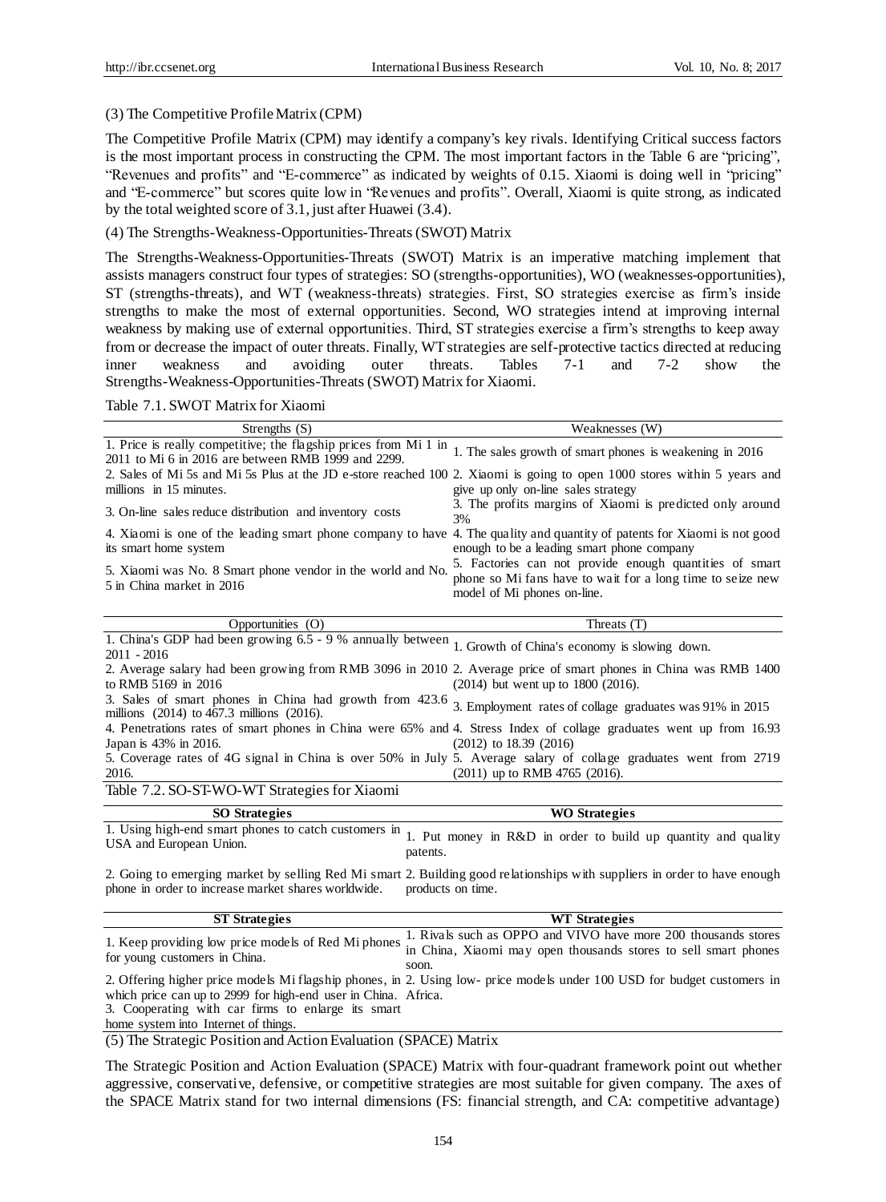(3) The Competitive Profile Matrix (CPM)

The Competitive Profile Matrix (CPM) may identify a company's key rivals. Identifying Critical success factors is the most important process in constructing the CPM. The most important factors in the Table 6 are "pricing", "Revenues and profits" and "E-commerce" as indicated by weights of 0.15. Xiaomi is doing well in "pricing" and "E-commerce" but scores quite low in "Revenues and profits". Overall, Xiaomi is quite strong, as indicated by the total weighted score of 3.1, just after Huawei (3.4).

(4) The Strengths-Weakness-Opportunities-Threats (SWOT) Matrix

The Strengths-Weakness-Opportunities-Threats (SWOT) Matrix is an imperative matching implement that assists managers construct four types of strategies: SO (strengths-opportunities), WO (weaknesses-opportunities), ST (strengths-threats), and WT (weakness-threats) strategies. First, SO strategies exercise as firm's inside strengths to make the most of external opportunities. Second, WO strategies intend at improving internal weakness by making use of external opportunities. Third, ST strategies exercise a firm's strengths to keep away from or decrease the impact of outer threats. Finally, WT strategies are self-protective tactics directed at reducing inner weakness and avoiding outer threats. Tables 7-1 and 7-2 show the Strengths-Weakness-Opportunities-Threats (SWOT) Matrix for Xiaomi.

Table 7.1. SWOT Matrix for Xiaomi

| Strengths (S) | Weaknesses (W) |
|---|---|
| 1. Price is really competitive; the flagship prices from Mi 1 in 2011 to Mi 6 in 2016 are between RMB 1999 and 2299. | 1. The sales growth of smart phones is weakening in 2016 |
| 2. Sales of Mi 5s and Mi 5s Plus at the JD e-store reached 100 millions in 15 minutes. | 2. Xiaomi is going to open 1000 stores within 5 years and give up only on-line sales strategy |
| 3. On-line sales reduce distribution and inventory costs | 3. The profits margins of Xiaomi is predicted only around 3% |
| 4. Xiaomi is one of the leading smart phone company to have its smart home system | 4. The quality and quantity of patents for Xiaomi is not good enough to be a leading smart phone company |
| 5. Xiaomi was No. 8 Smart phone vendor in the world and No. 5 in China market in 2016 | 5. Factories can not provide enough quantities of smart phone so Mi fans have to wait for a long time to seize new model of Mi phones on-line. |

| Opportunities (O) | Threats (T) |
|---|---|
| 1. China's GDP had been growing 6.5 - 9 % annually between 2011 - 2016 | 1. Growth of China's economy is slowing down. |
| 2. Average salary had been growing from RMB 3096 in 2010 to RMB 5169 in 2016 | 2. Average price of smart phones in China was RMB 1400 (2014) but went up to 1800 (2016). |
| 3. Sales of smart phones in China had growth from 423.6 millions (2014) to 467.3 millions (2016). | 3. Employment rates of collage graduates was 91% in 2015 |
| 4. Penetrations rates of smart phones in China were 65% and Japan is 43% in 2016. | 4. Stress Index of collage graduates went up from 16.93 (2012) to 18.39 (2016) |
| 5. Coverage rates of 4G signal in China is over 50% in July 2016. | 5. Average salary of collage graduates went from 2719 (2011) up to RMB 4765 (2016). |

Table 7.2. SO-ST-WO-WT Strategies for Xiaomi

| SO Strategies | WO Strategies |
|---|---|
| 1. Using high-end smart phones to catch customers in USA and European Union. | 1. Put money in R&D in order to build up quantity and quality patents. |
| 2. Going to emerging market by selling Red Mi smart phone in order to increase market shares worldwide. | 2. Building good relationships with suppliers in order to have enough products on time. |

| ST Strategies | WT Strategies |
|---|---|
| 1. Keep providing low price models of Red Mi phones for young customers in China. | 1. Rivals such as OPPO and VIVO have more 200 thousands stores in China, Xiaomi may open thousands stores to sell smart phones soon. |
| 2. Offering higher price models Mi flagship phones, in which price can up to 2999 for high-end user in China. | 2. Using low- price models under 100 USD for budget customers in Africa. |
| 3. Cooperating with car firms to enlarge its smart home system into Internet of things. | |

(5) The Strategic Position and Action Evaluation (SPACE) Matrix

The Strategic Position and Action Evaluation (SPACE) Matrix with four-quadrant framework point out whether aggressive, conservative, defensive, or competitive strategies are most suitable for given company. The axes of the SPACE Matrix stand for two internal dimensions (FS: financial strength, and CA: competitive advantage)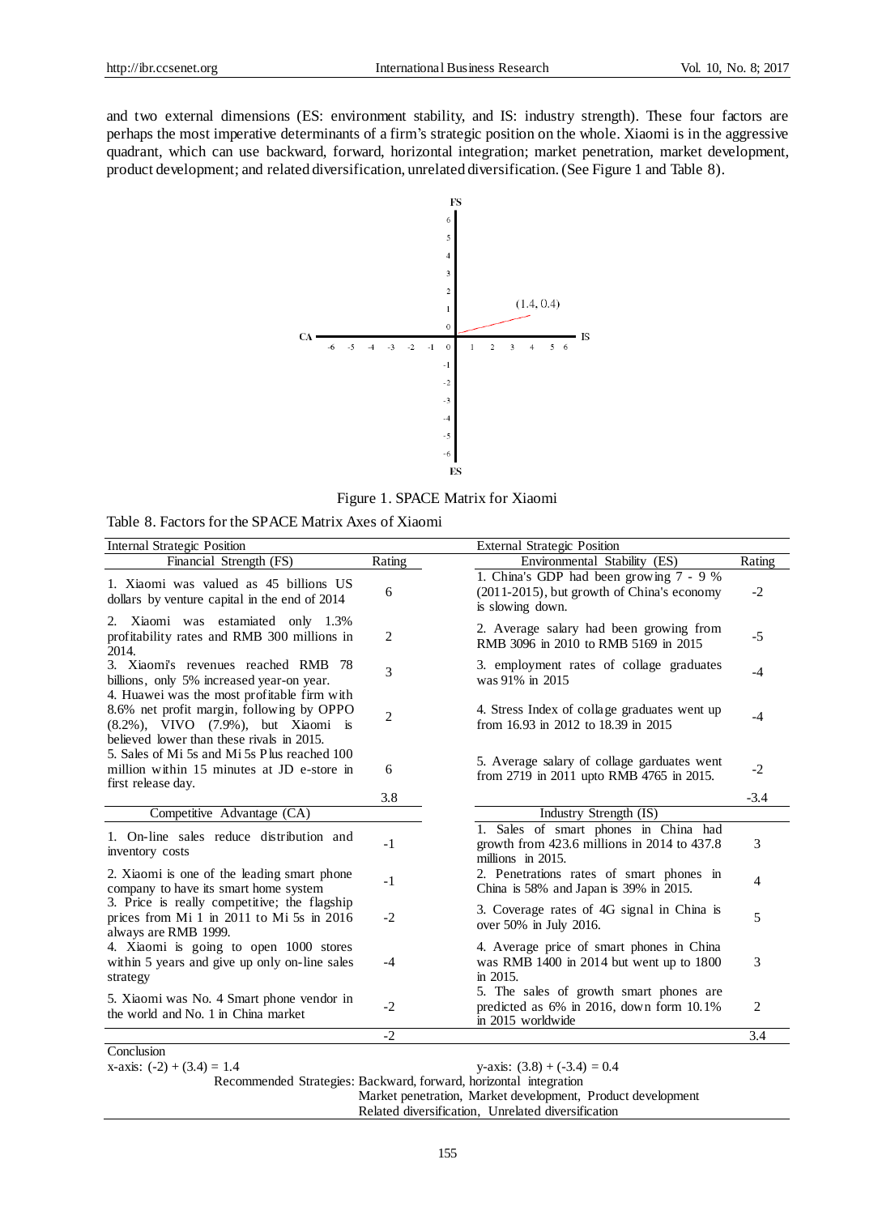and two external dimensions (ES: environment stability, and IS: industry strength). These four factors are perhaps the most imperative determinants of a firm's strategic position on the whole. Xiaomi is in the aggressive quadrant, which can use backward, forward, horizontal integration; market penetration, market development, product development; and related diversification, unrelated diversification. (See Figure 1 and Table 8).

Figure 1. SPACE Matrix for Xiaomi

Table 8. Factors for the SPACE Matrix Axes of Xiaomi

| Internal Strategic Position | | External Strategic Position | |
|---|---|---|---|
| Financial Strength (FS) | Rating | Environmental Stability (ES) | Rating |
| 1. Xiaomi was valued as 45 billions US dollars by venture capital in the end of 2014 | 6 | 1. China's GDP had been growing 7 - 9 % (2011-2015), but growth of China's economy is slowing down. | -2 |
| 2. Xiaomi was estamiated only 1.3% profitability rates and RMB 300 millions in 2014. | 2 | 2. Average salary had been growing from RMB 3096 in 2010 to RMB 5169 in 2015 | -5 |
| 3. Xiaomi's revenues reached RMB 78 billions, only 5% increased year-on year. | 3 | 3. employment rates of collage graduates was 91% in 2015 | -4 |
| 4. Huawei was the most profitable firm with 8.6% net profit margin, following by OPPO (8.2%), VIVO (7.9%), but Xiaomi is believed lower than these rivals in 2015. | 2 | 4. Stress Index of collage graduates went up from 16.93 in 2012 to 18.39 in 2015 | -4 |
| 5. Sales of Mi 5s and Mi 5s Plus reached 100 million within 15 minutes at JD e-store in first release day. | 6 | 5. Average salary of collage garduates went from 2719 in 2011 upto RMB 4765 in 2015. | -2 |
| | 3.8 | | -3.4 |
| Competitive Advantage (CA) | | Industry Strength (IS) | |
| 1. On-line sales reduce distribution and inventory costs | -1 | 1. Sales of smart phones in China had growth from 423.6 millions in 2014 to 437.8 millions in 2015. | 3 |
| 2. Xiaomi is one of the leading smart phone company to have its smart home system | -1 | 2. Penetrations rates of smart phones in China is 58% and Japan is 39% in 2015. | 4 |
| 3. Price is really competitive; the flagship prices from Mi 1 in 2011 to Mi 5s in 2016 always are RMB 1999. | -2 | 3. Coverage rates of 4G signal in China is over 50% in July 2016. | 5 |
| 4. Xiaomi is going to open 1000 stores within 5 years and give up only on-line sales strategy | -4 | 4. Average price of smart phones in China was RMB 1400 in 2014 but went up to 1800 in 2015. | 3 |
| 5. Xiaomi was No. 4 Smart phone vendor in the world and No. 1 in China market | -2 | 5. The sales of growth smart phones are predicted as 6% in 2016, down form 10.1% in 2015 worldwide | 2 |
| | -2 | | 3.4 |

Conclusion

x-axis: (-2) + (3.4) = 1.4

y-axis: (3.8) + (-3.4) = 0.4

Recommended Strategies: Backward, forward, horizontal integration
Market penetration, Market development, Product development
Related diversification, Unrelated diversification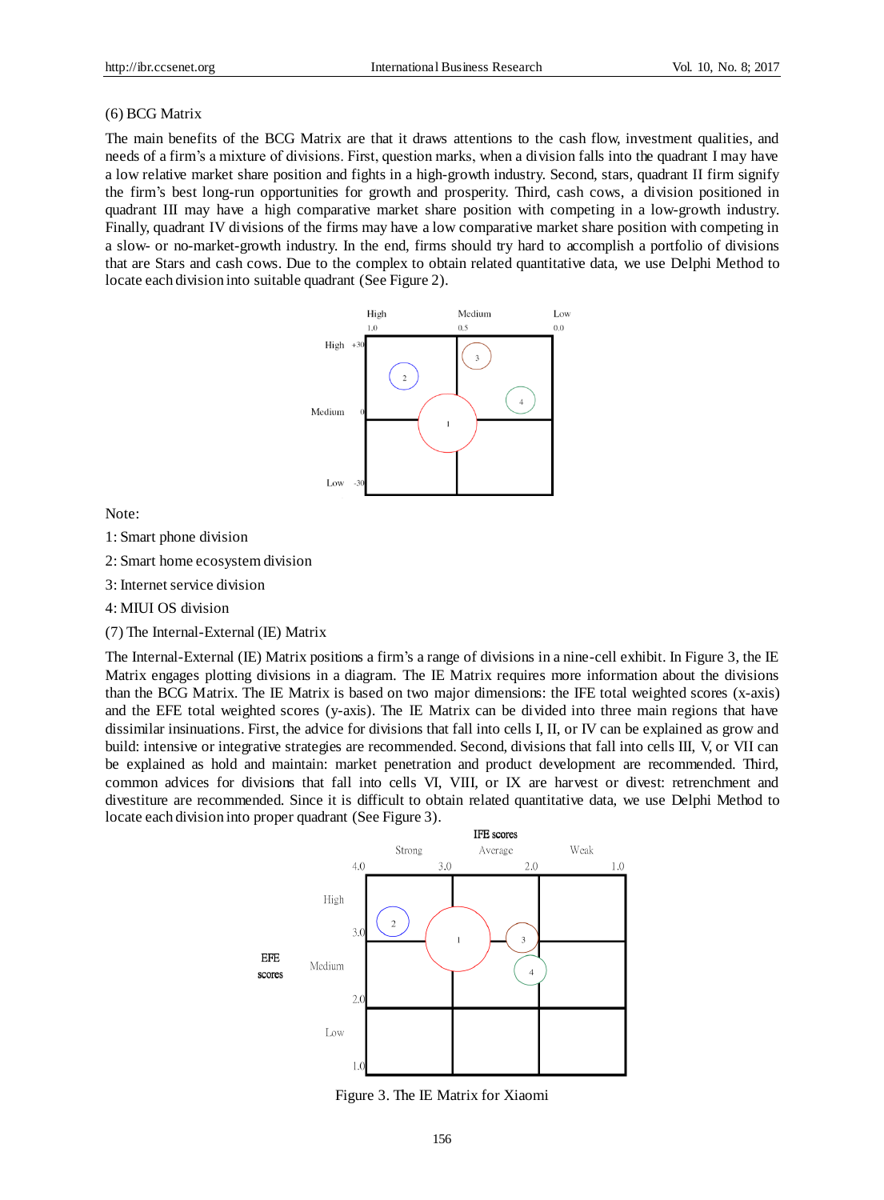(6) BCG Matrix

The main benefits of the BCG Matrix are that it draws attentions to the cash flow, investment qualities, and needs of a firm's a mixture of divisions. First, question marks, when a division falls into the quadrant I may have a low relative market share position and fights in a high-growth industry. Second, stars, quadrant II firm signify the firm's best long-run opportunities for growth and prosperity. Third, cash cows, a division positioned in quadrant III may have a high comparative market share position with competing in a low-growth industry. Finally, quadrant IV divisions of the firms may have a low comparative market share position with competing in a slow- or no-market-growth industry. In the end, firms should try hard to accomplish a portfolio of divisions that are Stars and cash cows. Due to the complex to obtain related quantitative data, we use Delphi Method to locate each division into suitable quadrant (See Figure 2).

Note:

1: Smart phone division

2: Smart home ecosystem division

3: Internet service division

4: MIUI OS division

(7) The Internal-External (IE) Matrix

The Internal-External (IE) Matrix positions a firm's a range of divisions in a nine-cell exhibit. In Figure 3, the IE Matrix engages plotting divisions in a diagram. The IE Matrix requires more information about the divisions than the BCG Matrix. The IE Matrix is based on two major dimensions: the IFE total weighted scores (x-axis) and the EFE total weighted scores (y-axis). The IE Matrix can be divided into three main regions that have dissimilar insinuations. First, the advice for divisions that fall into cells I, II, or IV can be explained as grow and build: intensive or integrative strategies are recommended. Second, divisions that fall into cells III, V, or VII can be explained as hold and maintain: market penetration and product development are recommended. Third, common advices for divisions that fall into cells VI, VIII, or IX are harvest or divest: retrenchment and divestiture are recommended. Since it is difficult to obtain related quantitative data, we use Delphi Method to locate each division into proper quadrant (See Figure 3).

Figure 3. The IE Matrix for Xiaomi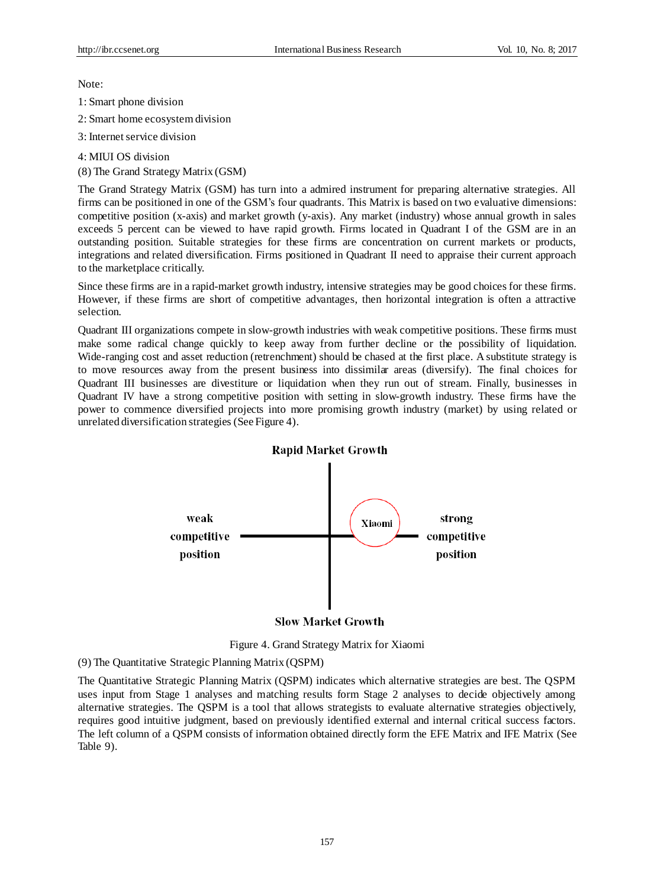Note:

1: Smart phone division

2: Smart home ecosystem division

3: Internet service division

4: MIUI OS division

(8) The Grand Strategy Matrix (GSM)

The Grand Strategy Matrix (GSM) has turn into a admired instrument for preparing alternative strategies. All firms can be positioned in one of the GSM's four quadrants. This Matrix is based on two evaluative dimensions: competitive position (x-axis) and market growth (y-axis). Any market (industry) whose annual growth in sales exceeds 5 percent can be viewed to have rapid growth. Firms located in Quadrant I of the GSM are in an outstanding position. Suitable strategies for these firms are concentration on current markets or products, integrations and related diversification. Firms positioned in Quadrant II need to appraise their current approach to the marketplace critically.

Since these firms are in a rapid-market growth industry, intensive strategies may be good choices for these firms. However, if these firms are short of competitive advantages, then horizontal integration is often a attractive selection.

Quadrant III organizations compete in slow-growth industries with weak competitive positions. These firms must make some radical change quickly to keep away from further decline or the possibility of liquidation. Wide-ranging cost and asset reduction (retrenchment) should be chased at the first place. A substitute strategy is to move resources away from the present business into dissimilar areas (diversify). The final choices for Quadrant III businesses are divestiture or liquidation when they run out of stream. Finally, businesses in Quadrant IV have a strong competitive position with setting in slow-growth industry. These firms have the power to commence diversified projects into more promising growth industry (market) by using related or unrelated diversification strategies (See Figure 4).

Rapid Market Growth

weak competitive position

Xiaomi

strong competitive position

Slow Market Growth

Figure 4. Grand Strategy Matrix for Xiaomi

(9) The Quantitative Strategic Planning Matrix (QSPM)

The Quantitative Strategic Planning Matrix (QSPM) indicates which alternative strategies are best. The QSPM uses input from Stage 1 analyses and matching results form Stage 2 analyses to decide objectively among alternative strategies. The QSPM is a tool that allows strategists to evaluate alternative strategies objectively, requires good intuitive judgment, based on previously identified external and internal critical success factors. The left column of a QSPM consists of information obtained directly form the EFE Matrix and IFE Matrix (See Table 9).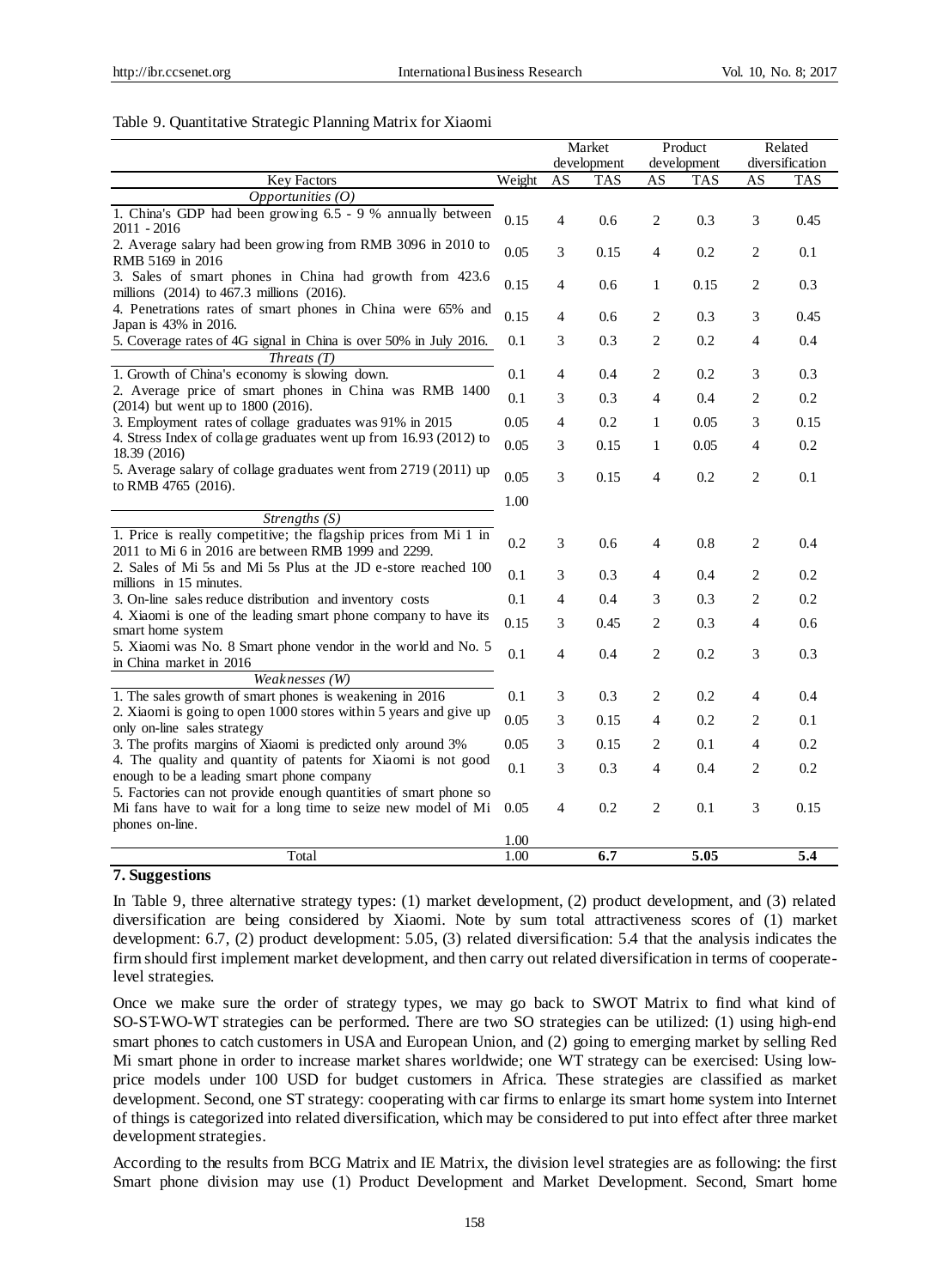Table 9. Quantitative Strategic Planning Matrix for Xiaomi

| | | Market development | | Product development | | Related diversification | |
|---|---|---|---|---|---|---|---|
| Key Factors | Weight | AS | TAS | AS | TAS | AS | TAS |
| *Opportunities (O)* | | | | | | | |
| 1. China's GDP had been growing 6.5 - 9 % annually between 2011 - 2016 | 0.15 | 4 | 0.6 | 2 | 0.3 | 3 | 0.45 |
| 2. Average salary had been growing from RMB 3096 in 2010 to RMB 5169 in 2016 | 0.05 | 3 | 0.15 | 4 | 0.2 | 2 | 0.1 |
| 3. Sales of smart phones in China had growth from 423.6 millions (2014) to 467.3 millions (2016). | 0.15 | 4 | 0.6 | 1 | 0.15 | 2 | 0.3 |
| 4. Penetrations rates of smart phones in China were 65% and Japan is 43% in 2016. | 0.15 | 4 | 0.6 | 2 | 0.3 | 3 | 0.45 |
| 5. Coverage rates of 4G signal in China is over 50% in July 2016. | 0.1 | 3 | 0.3 | 2 | 0.2 | 4 | 0.4 |
| *Threats (T)* | | | | | | | |
| 1. Growth of China's economy is slowing down. | 0.1 | 4 | 0.4 | 2 | 0.2 | 3 | 0.3 |
| 2. Average price of smart phones in China was RMB 1400 (2014) but went up to 1800 (2016). | 0.1 | 3 | 0.3 | 4 | 0.4 | 2 | 0.2 |
| 3. Employment rates of collage graduates was 91% in 2015 | 0.05 | 4 | 0.2 | 1 | 0.05 | 3 | 0.15 |
| 4. Stress Index of collage graduates went up from 16.93 (2012) to 18.39 (2016) | 0.05 | 3 | 0.15 | 1 | 0.05 | 4 | 0.2 |
| 5. Average salary of collage graduates went from 2719 (2011) up to RMB 4765 (2016). | 0.05 | 3 | 0.15 | 4 | 0.2 | 2 | 0.1 |
| | 1.00 | | | | | | |
| *Strengths (S)* | | | | | | | |
| 1. Price is really competitive; the flagship prices from Mi 1 in 2011 to Mi 6 in 2016 are between RMB 1999 and 2299. | 0.2 | 3 | 0.6 | 4 | 0.8 | 2 | 0.4 |
| 2. Sales of Mi 5s and Mi 5s Plus at the JD e-store reached 100 millions in 15 minutes. | 0.1 | 3 | 0.3 | 4 | 0.4 | 2 | 0.2 |
| 3. On-line sales reduce distribution and inventory costs | 0.1 | 4 | 0.4 | 3 | 0.3 | 2 | 0.2 |
| 4. Xiaomi is one of the leading smart phone company to have its smart home system | 0.15 | 3 | 0.45 | 2 | 0.3 | 4 | 0.6 |
| 5. Xiaomi was No. 8 Smart phone vendor in the world and No. 5 in China market in 2016 | 0.1 | 4 | 0.4 | 2 | 0.2 | 3 | 0.3 |
| *Weaknesses (W)* | | | | | | | |
| 1. The sales growth of smart phones is weakening in 2016 | 0.1 | 3 | 0.3 | 2 | 0.2 | 4 | 0.4 |
| 2. Xiaomi is going to open 1000 stores within 5 years and give up only on-line sales strategy | 0.05 | 3 | 0.15 | 4 | 0.2 | 2 | 0.1 |
| 3. The profits margins of Xiaomi is predicted only around 3% | 0.05 | 3 | 0.15 | 2 | 0.1 | 4 | 0.2 |
| 4. The quality and quantity of patents for Xiaomi is not good enough to be a leading smart phone company | 0.1 | 3 | 0.3 | 4 | 0.4 | 2 | 0.2 |
| 5. Factories can not provide enough quantities of smart phone so Mi fans have to wait for a long time to seize new model of Mi phones on-line. | 0.05 | 4 | 0.2 | 2 | 0.1 | 3 | 0.15 |
| | 1.00 | | | | | | |
| Total | 1.00 | | **6.7** | | **5.05** | | **5.4** |

## 7. Suggestions

In Table 9, three alternative strategy types: (1) market development, (2) product development, and (3) related diversification are being considered by Xiaomi. Note by sum total attractiveness scores of (1) market development: 6.7, (2) product development: 5.05, (3) related diversification: 5.4 that the analysis indicates the firm should first implement market development, and then carry out related diversification in terms of cooperate-level strategies.

Once we make sure the order of strategy types, we may go back to SWOT Matrix to find what kind of SO-ST-WO-WT strategies can be performed. There are two SO strategies can be utilized: (1) using high-end smart phones to catch customers in USA and European Union, and (2) going to emerging market by selling Red Mi smart phone in order to increase market shares worldwide; one WT strategy can be exercised: Using low-price models under 100 USD for budget customers in Africa. These strategies are classified as market development. Second, one ST strategy: cooperating with car firms to enlarge its smart home system into Internet of things is categorized into related diversification, which may be considered to put into effect after three market development strategies.

According to the results from BCG Matrix and IE Matrix, the division level strategies are as following: the first Smart phone division may use (1) Product Development and Market Development. Second, Smart home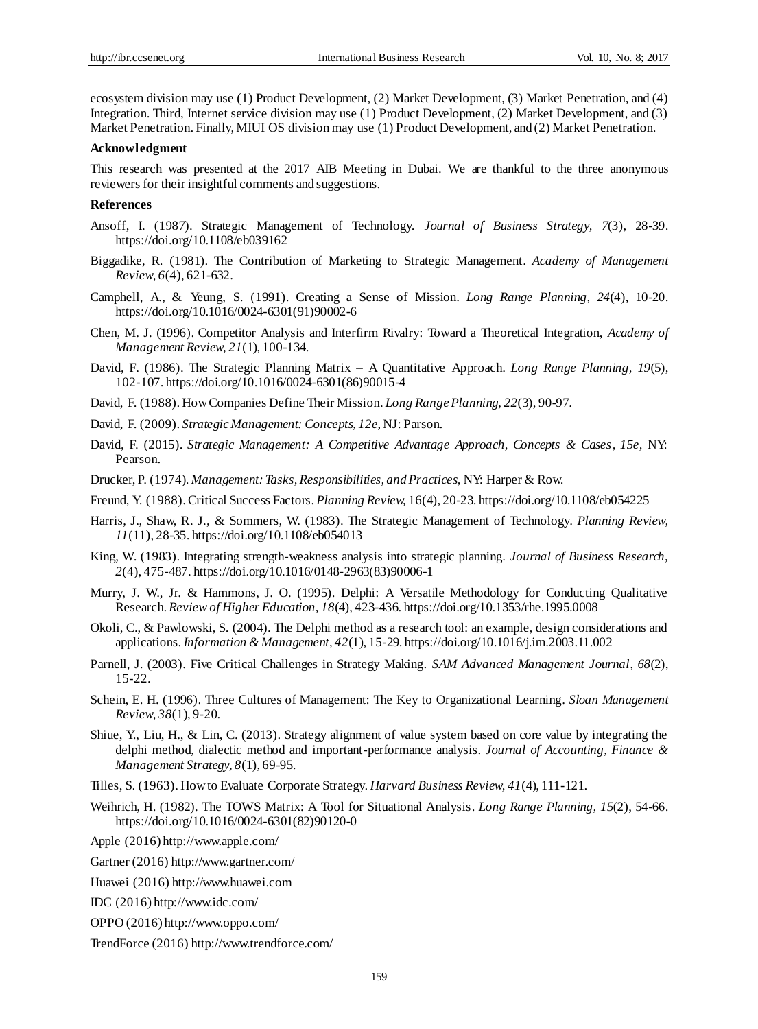ecosystem division may use (1) Product Development, (2) Market Development, (3) Market Penetration, and (4) Integration. Third, Internet service division may use (1) Product Development, (2) Market Development, and (3) Market Penetration. Finally, MIUI OS division may use (1) Product Development, and (2) Market Penetration.

### Acknowledgment

This research was presented at the 2017 AIB Meeting in Dubai. We are thankful to the three anonymous reviewers for their insightful comments and suggestions.

### References

Ansoff, I. (1987). Strategic Management of Technology. *Journal of Business Strategy, 7*(3), 28-39. https://doi.org/10.1108/eb039162

Biggadike, R. (1981). The Contribution of Marketing to Strategic Management. *Academy of Management Review, 6*(4), 621-632.

Camphell, A., & Yeung, S. (1991). Creating a Sense of Mission. *Long Range Planning, 24*(4), 10-20. https://doi.org/10.1016/0024-6301(91)90002-6

Chen, M. J. (1996). Competitor Analysis and Interfirm Rivalry: Toward a Theoretical Integration, *Academy of Management Review, 21*(1), 100-134.

David, F. (1986). The Strategic Planning Matrix – A Quantitative Approach. *Long Range Planning, 19*(5), 102-107. https://doi.org/10.1016/0024-6301(86)90015-4

David, F. (1988). How Companies Define Their Mission. *Long Range Planning, 22*(3), 90-97.

David, F. (2009). *Strategic Management: Concepts, 12e*, NJ: Parson.

David, F. (2015). *Strategic Management: A Competitive Advantage Approach, Concepts & Cases, 15e*, NY: Pearson.

Drucker, P. (1974). *Management: Tasks, Responsibilities, and Practices*, NY: Harper & Row.

Freund, Y. (1988). Critical Success Factors. *Planning Review,* 16(4), 20-23. https://doi.org/10.1108/eb054225

Harris, J., Shaw, R. J., & Sommers, W. (1983). The Strategic Management of Technology. *Planning Review, 11*(11), 28-35. https://doi.org/10.1108/eb054013

King, W. (1983). Integrating strength-weakness analysis into strategic planning. *Journal of Business Research, 2*(4), 475-487. https://doi.org/10.1016/0148-2963(83)90006-1

Murry, J. W., Jr. & Hammons, J. O. (1995). Delphi: A Versatile Methodology for Conducting Qualitative Research. *Review of Higher Education, 18*(4), 423-436. https://doi.org/10.1353/rhe.1995.0008

Okoli, C., & Pawlowski, S. (2004). The Delphi method as a research tool: an example, design considerations and applications. *Information & Management, 42*(1), 15-29. https://doi.org/10.1016/j.im.2003.11.002

Parnell, J. (2003). Five Critical Challenges in Strategy Making. *SAM Advanced Management Journal, 68*(2), 15-22.

Schein, E. H. (1996). Three Cultures of Management: The Key to Organizational Learning. *Sloan Management Review, 38*(1), 9-20.

Shiue, Y., Liu, H., & Lin, C. (2013). Strategy alignment of value system based on core value by integrating the delphi method, dialectic method and important-performance analysis. *Journal of Accounting, Finance & Management Strategy, 8*(1), 69-95.

Tilles, S. (1963). How to Evaluate Corporate Strategy. *Harvard Business Review, 41*(4), 111-121.

Weihrich, H. (1982). The TOWS Matrix: A Tool for Situational Analysis. *Long Range Planning, 15*(2), 54-66. https://doi.org/10.1016/0024-6301(82)90120-0

Apple (2016) http://www.apple.com/

Gartner (2016) http://www.gartner.com/

Huawei (2016) http://www.huawei.com

IDC (2016) http://www.idc.com/

OPPO (2016) http://www.oppo.com/

TrendForce (2016) http://www.trendforce.com/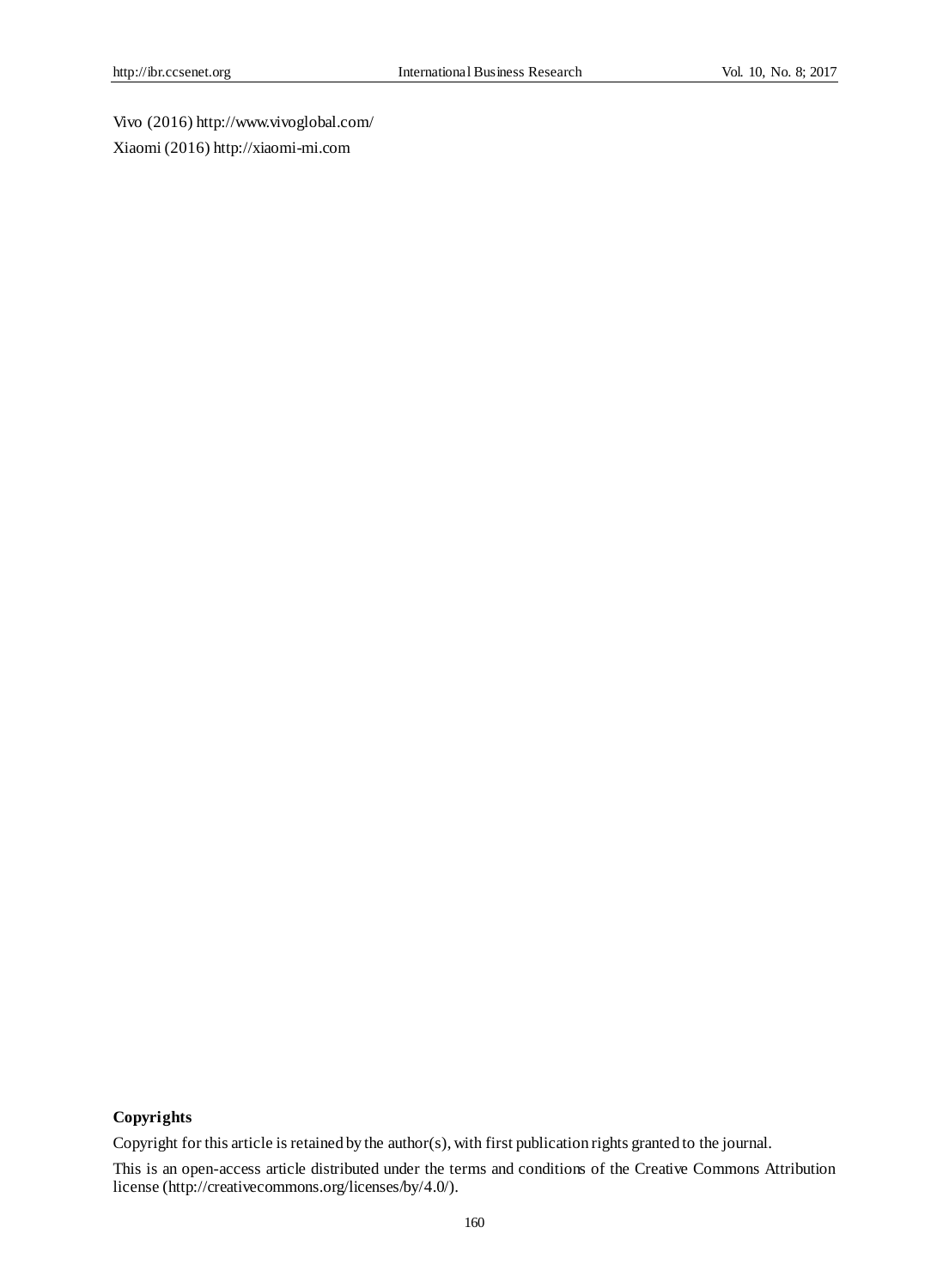Vivo (2016) http://www.vivoglobal.com/

Xiaomi (2016) http://xiaomi-mi.com

**Copyrights**

Copyright for this article is retained by the author(s), with first publication rights granted to the journal.

This is an open-access article distributed under the terms and conditions of the Creative Commons Attribution license (http://creativecommons.org/licenses/by/4.0/).